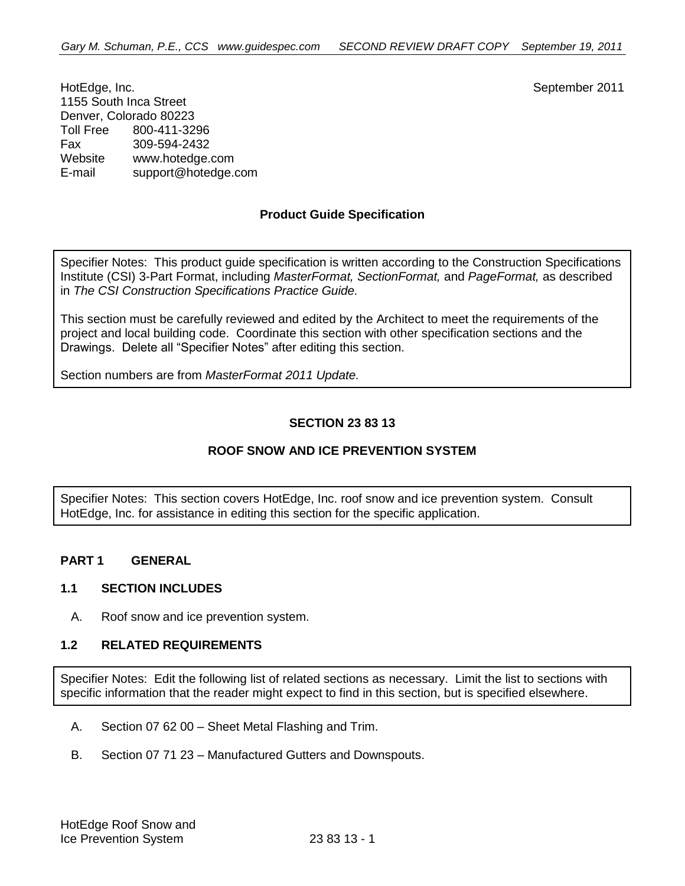HotEdge, Inc.
1155 South Inca Street
Denver, Colorado 80223
Toll Free 800-411-3296
Fax 309-594-2432
Website www.hotedge.com
E-mail support@hotedge.com

September 2011

**Product Guide Specification**

> Specifier Notes: This product guide specification is written according to the Construction Specifications Institute (CSI) 3-Part Format, including *MasterFormat, SectionFormat,* and *PageFormat,* as described in *The CSI Construction Specifications Practice Guide.*
>
> This section must be carefully reviewed and edited by the Architect to meet the requirements of the project and local building code. Coordinate this section with other specification sections and the Drawings. Delete all "Specifier Notes" after editing this section.
>
> Section numbers are from *MasterFormat 2011 Update.*

# SECTION 23 83 13

# ROOF SNOW AND ICE PREVENTION SYSTEM

> Specifier Notes: This section covers HotEdge, Inc. roof snow and ice prevention system. Consult HotEdge, Inc. for assistance in editing this section for the specific application.

## PART 1 GENERAL

### 1.1 SECTION INCLUDES

A. Roof snow and ice prevention system.

### 1.2 RELATED REQUIREMENTS

> Specifier Notes: Edit the following list of related sections as necessary. Limit the list to sections with specific information that the reader might expect to find in this section, but is specified elsewhere.

A. Section 07 62 00 – Sheet Metal Flashing and Trim.

B. Section 07 71 23 – Manufactured Gutters and Downspouts.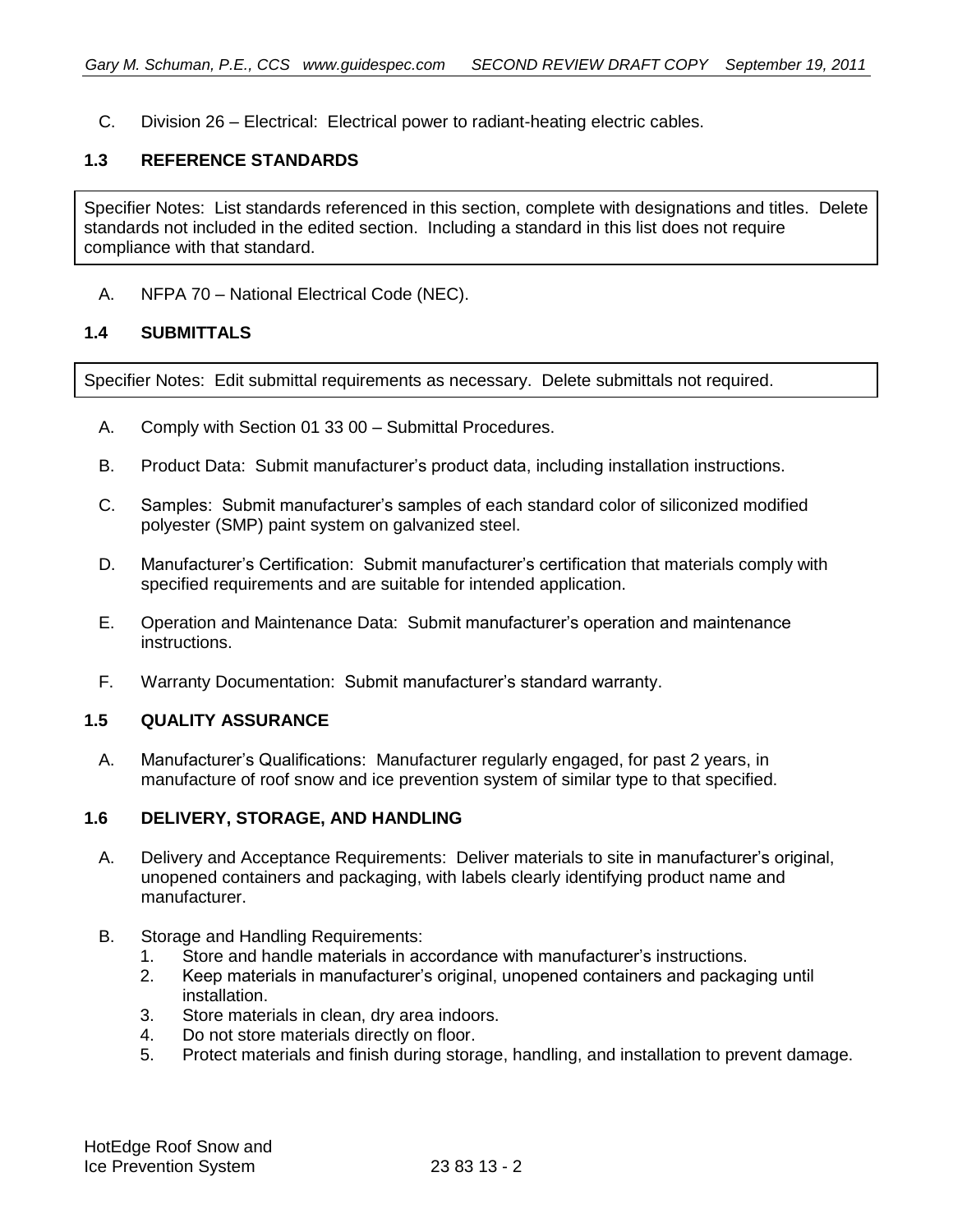C. Division 26 – Electrical: Electrical power to radiant-heating electric cables.

### 1.3 REFERENCE STANDARDS

Specifier Notes: List standards referenced in this section, complete with designations and titles. Delete standards not included in the edited section. Including a standard in this list does not require compliance with that standard.

A. NFPA 70 – National Electrical Code (NEC).

### 1.4 SUBMITTALS

Specifier Notes: Edit submittal requirements as necessary. Delete submittals not required.

A. Comply with Section 01 33 00 – Submittal Procedures.

B. Product Data: Submit manufacturer's product data, including installation instructions.

C. Samples: Submit manufacturer's samples of each standard color of siliconized modified polyester (SMP) paint system on galvanized steel.

D. Manufacturer's Certification: Submit manufacturer's certification that materials comply with specified requirements and are suitable for intended application.

E. Operation and Maintenance Data: Submit manufacturer's operation and maintenance instructions.

F. Warranty Documentation: Submit manufacturer's standard warranty.

### 1.5 QUALITY ASSURANCE

A. Manufacturer's Qualifications: Manufacturer regularly engaged, for past 2 years, in manufacture of roof snow and ice prevention system of similar type to that specified.

### 1.6 DELIVERY, STORAGE, AND HANDLING

A. Delivery and Acceptance Requirements: Deliver materials to site in manufacturer's original, unopened containers and packaging, with labels clearly identifying product name and manufacturer.

B. Storage and Handling Requirements:
   1. Store and handle materials in accordance with manufacturer's instructions.
   2. Keep materials in manufacturer's original, unopened containers and packaging until installation.
   3. Store materials in clean, dry area indoors.
   4. Do not store materials directly on floor.
   5. Protect materials and finish during storage, handling, and installation to prevent damage.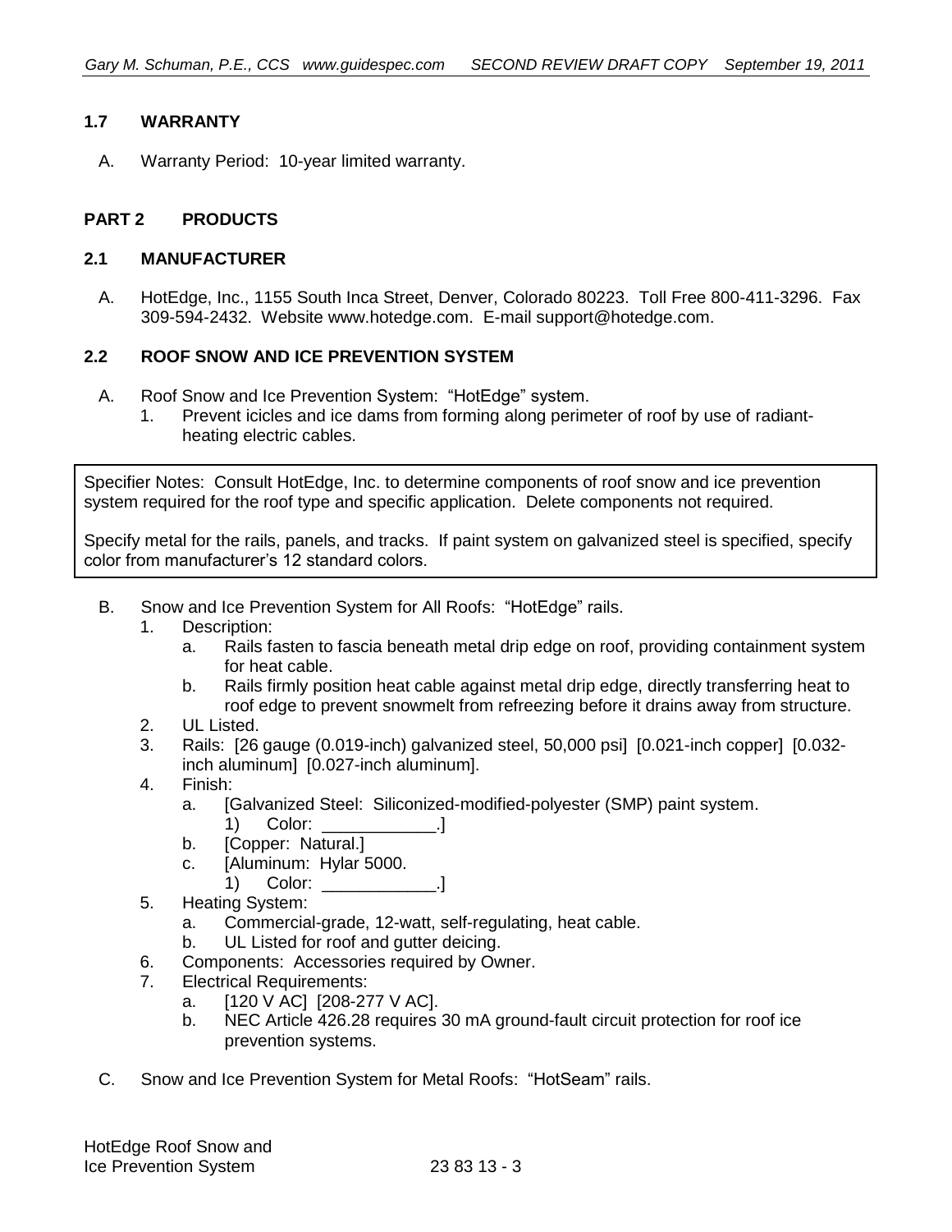### 1.7 WARRANTY

A. Warranty Period: 10-year limited warranty.

## PART 2 PRODUCTS

### 2.1 MANUFACTURER

A. HotEdge, Inc., 1155 South Inca Street, Denver, Colorado 80223. Toll Free 800-411-3296. Fax 309-594-2432. Website www.hotedge.com. E-mail support@hotedge.com.

### 2.2 ROOF SNOW AND ICE PREVENTION SYSTEM

A. Roof Snow and Ice Prevention System: "HotEdge" system.
   1. Prevent icicles and ice dams from forming along perimeter of roof by use of radiant-heating electric cables.

> Specifier Notes: Consult HotEdge, Inc. to determine components of roof snow and ice prevention system required for the roof type and specific application. Delete components not required.
>
> Specify metal for the rails, panels, and tracks. If paint system on galvanized steel is specified, specify color from manufacturer's 12 standard colors.

B. Snow and Ice Prevention System for All Roofs: "HotEdge" rails.
   1. Description:
      a. Rails fasten to fascia beneath metal drip edge on roof, providing containment system for heat cable.
      b. Rails firmly position heat cable against metal drip edge, directly transferring heat to roof edge to prevent snowmelt from refreezing before it drains away from structure.
   2. UL Listed.
   3. Rails: [26 gauge (0.019-inch) galvanized steel, 50,000 psi] [0.021-inch copper] [0.032-inch aluminum] [0.027-inch aluminum].
   4. Finish:
      a. [Galvanized Steel: Siliconized-modified-polyester (SMP) paint system.
         1) Color: ____________.]
      b. [Copper: Natural.]
      c. [Aluminum: Hylar 5000.
         1) Color: ____________.]
   5. Heating System:
      a. Commercial-grade, 12-watt, self-regulating, heat cable.
      b. UL Listed for roof and gutter deicing.
   6. Components: Accessories required by Owner.
   7. Electrical Requirements:
      a. [120 V AC] [208-277 V AC].
      b. NEC Article 426.28 requires 30 mA ground-fault circuit protection for roof ice prevention systems.

C. Snow and Ice Prevention System for Metal Roofs: "HotSeam" rails.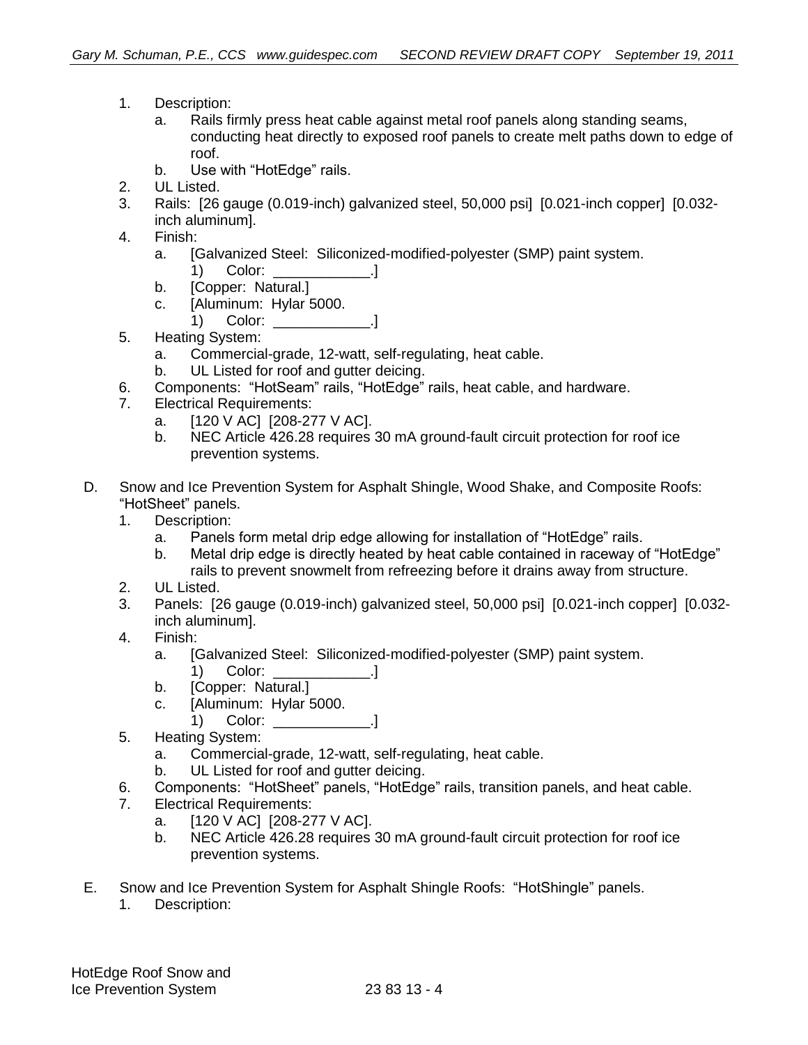1. Description:
   a. Rails firmly press heat cable against metal roof panels along standing seams, conducting heat directly to exposed roof panels to create melt paths down to edge of roof.
   b. Use with "HotEdge" rails.
2. UL Listed.
3. Rails: [26 gauge (0.019-inch) galvanized steel, 50,000 psi] [0.021-inch copper] [0.032-inch aluminum].
4. Finish:
   a. [Galvanized Steel: Siliconized-modified-polyester (SMP) paint system.
      1) Color: ____________.]
   b. [Copper: Natural.]
   c. [Aluminum: Hylar 5000.
      1) Color: ____________.]
5. Heating System:
   a. Commercial-grade, 12-watt, self-regulating, heat cable.
   b. UL Listed for roof and gutter deicing.
6. Components: "HotSeam" rails, "HotEdge" rails, heat cable, and hardware.
7. Electrical Requirements:
   a. [120 V AC] [208-277 V AC].
   b. NEC Article 426.28 requires 30 mA ground-fault circuit protection for roof ice prevention systems.

D. Snow and Ice Prevention System for Asphalt Shingle, Wood Shake, and Composite Roofs: "HotSheet" panels.
   1. Description:
      a. Panels form metal drip edge allowing for installation of "HotEdge" rails.
      b. Metal drip edge is directly heated by heat cable contained in raceway of "HotEdge" rails to prevent snowmelt from refreezing before it drains away from structure.
   2. UL Listed.
   3. Panels: [26 gauge (0.019-inch) galvanized steel, 50,000 psi] [0.021-inch copper] [0.032-inch aluminum].
   4. Finish:
      a. [Galvanized Steel: Siliconized-modified-polyester (SMP) paint system.
         1) Color: ____________.]
      b. [Copper: Natural.]
      c. [Aluminum: Hylar 5000.
         1) Color: ____________.]
   5. Heating System:
      a. Commercial-grade, 12-watt, self-regulating, heat cable.
      b. UL Listed for roof and gutter deicing.
   6. Components: "HotSheet" panels, "HotEdge" rails, transition panels, and heat cable.
   7. Electrical Requirements:
      a. [120 V AC] [208-277 V AC].
      b. NEC Article 426.28 requires 30 mA ground-fault circuit protection for roof ice prevention systems.

E. Snow and Ice Prevention System for Asphalt Shingle Roofs: "HotShingle" panels.
   1. Description: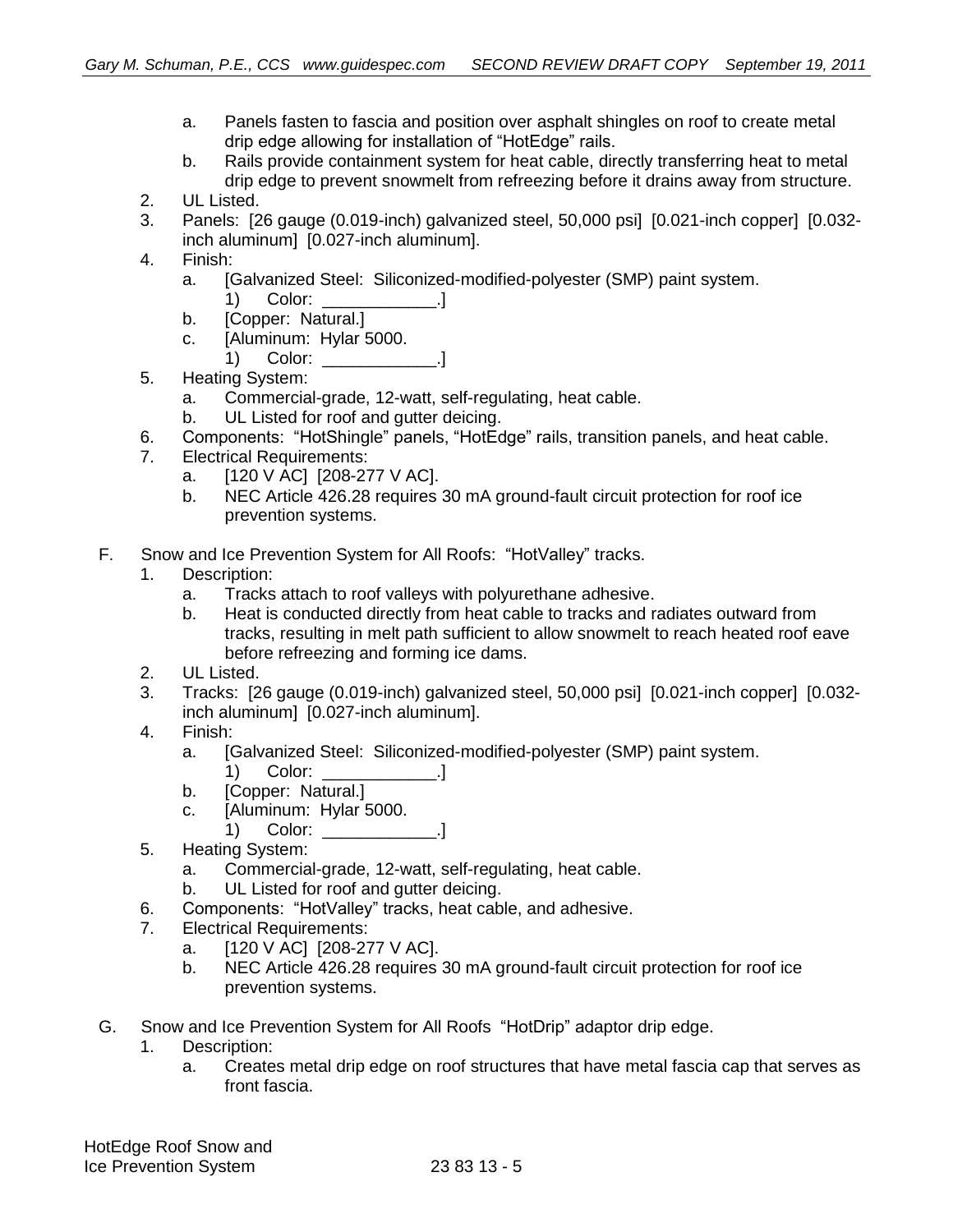a. Panels fasten to fascia and position over asphalt shingles on roof to create metal drip edge allowing for installation of "HotEdge" rails.
   b. Rails provide containment system for heat cable, directly transferring heat to metal drip edge to prevent snowmelt from refreezing before it drains away from structure.
2. UL Listed.
3. Panels: [26 gauge (0.019-inch) galvanized steel, 50,000 psi] [0.021-inch copper] [0.032-inch aluminum] [0.027-inch aluminum].
4. Finish:
   a. [Galvanized Steel: Siliconized-modified-polyester (SMP) paint system.
      1) Color: ____________.]
   b. [Copper: Natural.]
   c. [Aluminum: Hylar 5000.
      1) Color: ____________.]
5. Heating System:
   a. Commercial-grade, 12-watt, self-regulating, heat cable.
   b. UL Listed for roof and gutter deicing.
6. Components: "HotShingle" panels, "HotEdge" rails, transition panels, and heat cable.
7. Electrical Requirements:
   a. [120 V AC] [208-277 V AC].
   b. NEC Article 426.28 requires 30 mA ground-fault circuit protection for roof ice prevention systems.

F. Snow and Ice Prevention System for All Roofs: "HotValley" tracks.
1. Description:
   a. Tracks attach to roof valleys with polyurethane adhesive.
   b. Heat is conducted directly from heat cable to tracks and radiates outward from tracks, resulting in melt path sufficient to allow snowmelt to reach heated roof eave before refreezing and forming ice dams.
2. UL Listed.
3. Tracks: [26 gauge (0.019-inch) galvanized steel, 50,000 psi] [0.021-inch copper] [0.032-inch aluminum] [0.027-inch aluminum].
4. Finish:
   a. [Galvanized Steel: Siliconized-modified-polyester (SMP) paint system.
      1) Color: ____________.]
   b. [Copper: Natural.]
   c. [Aluminum: Hylar 5000.
      1) Color: ____________.]
5. Heating System:
   a. Commercial-grade, 12-watt, self-regulating, heat cable.
   b. UL Listed for roof and gutter deicing.
6. Components: "HotValley" tracks, heat cable, and adhesive.
7. Electrical Requirements:
   a. [120 V AC] [208-277 V AC].
   b. NEC Article 426.28 requires 30 mA ground-fault circuit protection for roof ice prevention systems.

G. Snow and Ice Prevention System for All Roofs "HotDrip" adaptor drip edge.
1. Description:
   a. Creates metal drip edge on roof structures that have metal fascia cap that serves as front fascia.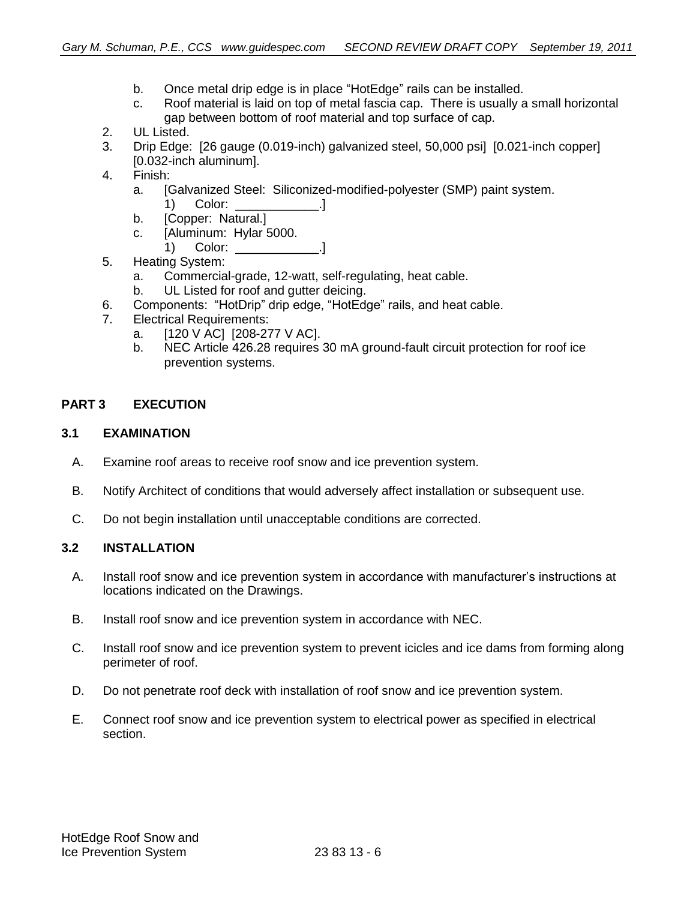b. Once metal drip edge is in place "HotEdge" rails can be installed.
   c. Roof material is laid on top of metal fascia cap. There is usually a small horizontal gap between bottom of roof material and top surface of cap.
2. UL Listed.
3. Drip Edge: [26 gauge (0.019-inch) galvanized steel, 50,000 psi] [0.021-inch copper] [0.032-inch aluminum].
4. Finish:
   a. [Galvanized Steel: Siliconized-modified-polyester (SMP) paint system.
      1) Color: ____________.]
   b. [Copper: Natural.]
   c. [Aluminum: Hylar 5000.
      1) Color: ____________.]
5. Heating System:
   a. Commercial-grade, 12-watt, self-regulating, heat cable.
   b. UL Listed for roof and gutter deicing.
6. Components: "HotDrip" drip edge, "HotEdge" rails, and heat cable.
7. Electrical Requirements:
   a. [120 V AC] [208-277 V AC].
   b. NEC Article 426.28 requires 30 mA ground-fault circuit protection for roof ice prevention systems.

## PART 3 EXECUTION

### 3.1 EXAMINATION

A. Examine roof areas to receive roof snow and ice prevention system.

B. Notify Architect of conditions that would adversely affect installation or subsequent use.

C. Do not begin installation until unacceptable conditions are corrected.

### 3.2 INSTALLATION

A. Install roof snow and ice prevention system in accordance with manufacturer's instructions at locations indicated on the Drawings.

B. Install roof snow and ice prevention system in accordance with NEC.

C. Install roof snow and ice prevention system to prevent icicles and ice dams from forming along perimeter of roof.

D. Do not penetrate roof deck with installation of roof snow and ice prevention system.

E. Connect roof snow and ice prevention system to electrical power as specified in electrical section.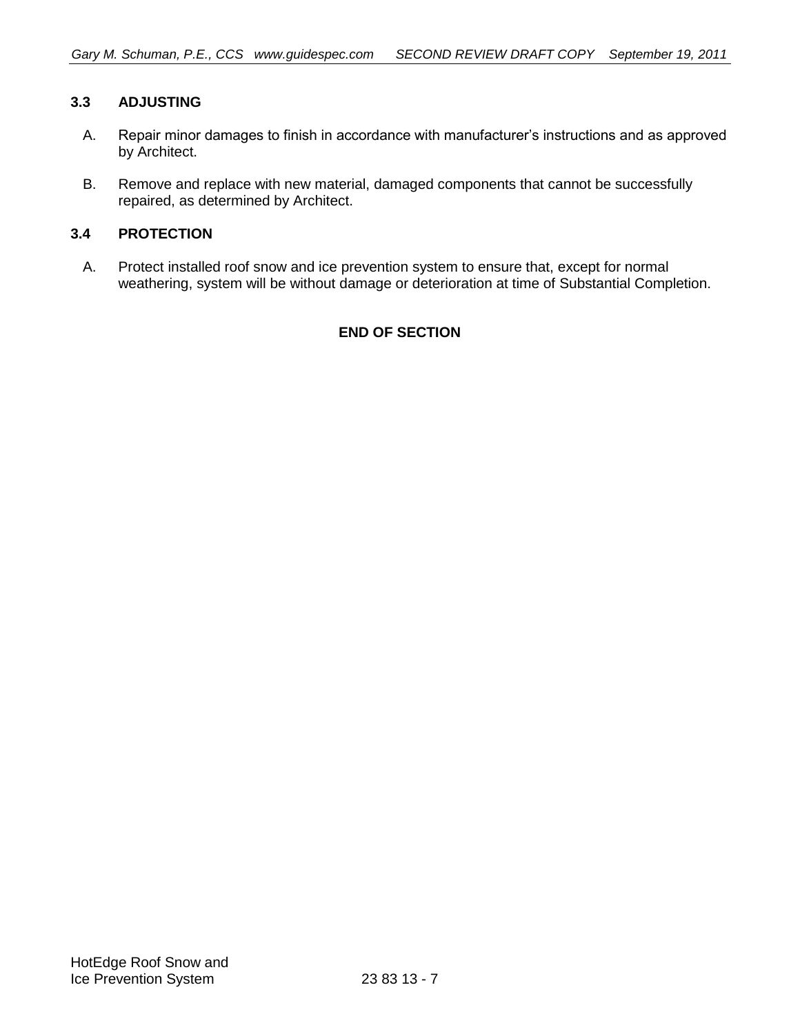### 3.3 ADJUSTING

A. Repair minor damages to finish in accordance with manufacturer's instructions and as approved by Architect.

B. Remove and replace with new material, damaged components that cannot be successfully repaired, as determined by Architect.

### 3.4 PROTECTION

A. Protect installed roof snow and ice prevention system to ensure that, except for normal weathering, system will be without damage or deterioration at time of Substantial Completion.

**END OF SECTION**